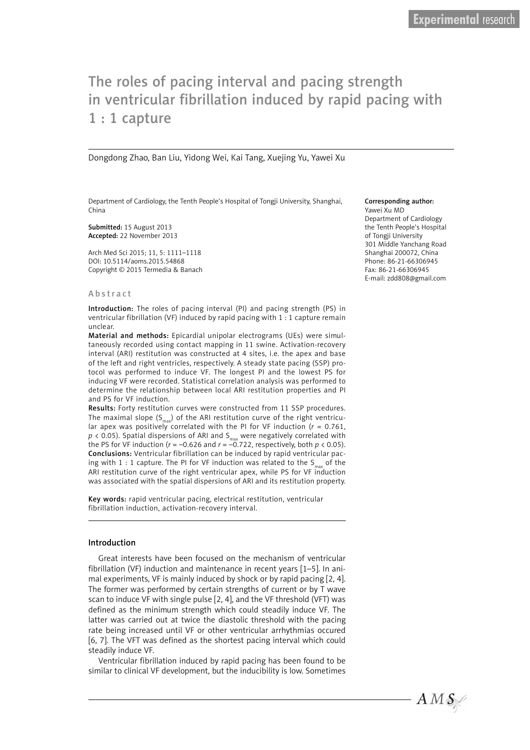Experimental research

# The roles of pacing interval and pacing strength in ventricular fibrillation induced by rapid pacing with 1 : 1 capture

Dongdong Zhao, Ban Liu, Yidong Wei, Kai Tang, Xuejing Yu, Yawei Xu

Department of Cardiology, the Tenth People's Hospital of Tongji University, Shanghai, China

**Submitted:** 15 August 2013
**Accepted:** 22 November 2013

Arch Med Sci 2015; 11, 5: 1111–1118
DOI: 10.5114/aoms.2015.54868
Copyright © 2015 Termedia & Banach

**Corresponding author:**
Yawei Xu MD
Department of Cardiology
the Tenth People's Hospital of Tongji University
301 Middle Yanchang Road
Shanghai 200072, China
Phone: 86-21-66306945
Fax: 86-21-66306945
E-mail: zdd808@gmail.com

## Abstract

**Introduction:** The roles of pacing interval (PI) and pacing strength (PS) in ventricular fibrillation (VF) induced by rapid pacing with 1 : 1 capture remain unclear.

**Material and methods:** Epicardial unipolar electrograms (UEs) were simultaneously recorded using contact mapping in 11 swine. Activation-recovery interval (ARI) restitution was constructed at 4 sites, i.e. the apex and base of the left and right ventricles, respectively. A steady state pacing (SSP) protocol was performed to induce VF. The longest PI and the lowest PS for inducing VF were recorded. Statistical correlation analysis was performed to determine the relationship between local ARI restitution properties and PI and PS for VF induction.

**Results:** Forty restitution curves were constructed from 11 SSP procedures. The maximal slope ($S_{max}$) of the ARI restitution curve of the right ventricular apex was positively correlated with the PI for VF induction ($r = 0.761$, $p < 0.05$). Spatial dispersions of ARI and $S_{max}$ were negatively correlated with the PS for VF induction ($r = -0.626$ and $r = -0.722$, respectively, both $p < 0.05$).

**Conclusions:** Ventricular fibrillation can be induced by rapid ventricular pacing with 1 : 1 capture. The PI for VF induction was related to the $S_{max}$ of the ARI restitution curve of the right ventricular apex, while PS for VF induction was associated with the spatial dispersions of ARI and its restitution property.

**Key words:** rapid ventricular pacing, electrical restitution, ventricular fibrillation induction, activation-recovery interval.

## Introduction

Great interests have been focused on the mechanism of ventricular fibrillation (VF) induction and maintenance in recent years [1–5]. In animal experiments, VF is mainly induced by shock or by rapid pacing [2, 4]. The former was performed by certain strengths of current or by T wave scan to induce VF with single pulse [2, 4], and the VF threshold (VFT) was defined as the minimum strength which could steadily induce VF. The latter was carried out at twice the diastolic threshold with the pacing rate being increased until VF or other ventricular arrhythmias occured [6, 7]. The VFT was defined as the shortest pacing interval which could steadily induce VF.

Ventricular fibrillation induced by rapid pacing has been found to be similar to clinical VF development, but the inducibility is low. Sometimes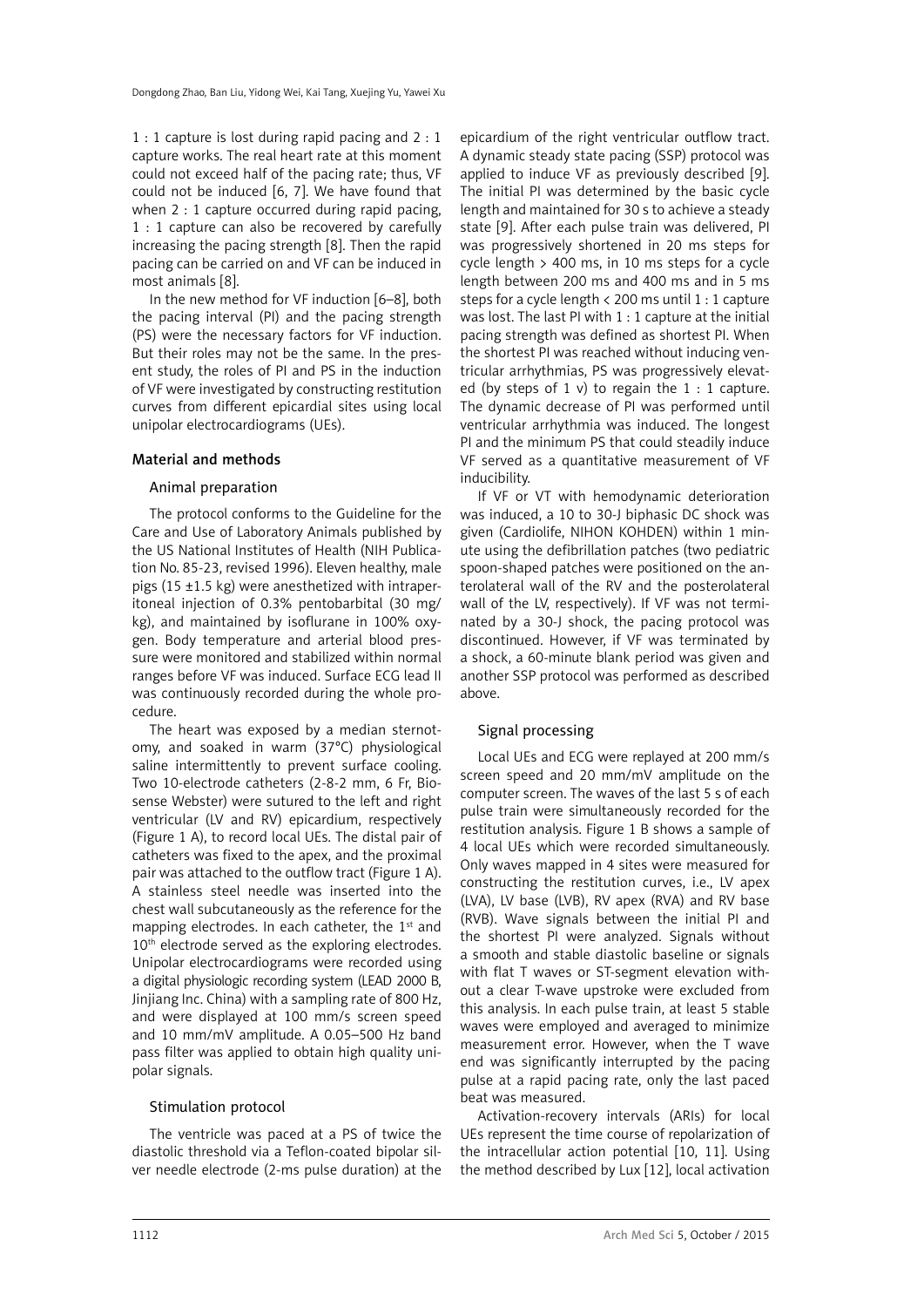1 : 1 capture is lost during rapid pacing and 2 : 1 capture works. The real heart rate at this moment could not exceed half of the pacing rate; thus, VF could not be induced [6, 7]. We have found that when 2 : 1 capture occurred during rapid pacing, 1 : 1 capture can also be recovered by carefully increasing the pacing strength [8]. Then the rapid pacing can be carried on and VF can be induced in most animals [8].

In the new method for VF induction [6–8], both the pacing interval (PI) and the pacing strength (PS) were the necessary factors for VF induction. But their roles may not be the same. In the present study, the roles of PI and PS in the induction of VF were investigated by constructing restitution curves from different epicardial sites using local unipolar electrocardiograms (UEs).

## Material and methods

### Animal preparation

The protocol conforms to the Guideline for the Care and Use of Laboratory Animals published by the US National Institutes of Health (NIH Publication No. 85-23, revised 1996). Eleven healthy, male pigs (15 ±1.5 kg) were anesthetized with intraperitoneal injection of 0.3% pentobarbital (30 mg/kg), and maintained by isoflurane in 100% oxygen. Body temperature and arterial blood pressure were monitored and stabilized within normal ranges before VF was induced. Surface ECG lead II was continuously recorded during the whole procedure.

The heart was exposed by a median sternotomy, and soaked in warm (37°C) physiological saline intermittently to prevent surface cooling. Two 10-electrode catheters (2-8-2 mm, 6 Fr, Biosense Webster) were sutured to the left and right ventricular (LV and RV) epicardium, respectively (Figure 1 A), to record local UEs. The distal pair of catheters was fixed to the apex, and the proximal pair was attached to the outflow tract (Figure 1 A). A stainless steel needle was inserted into the chest wall subcutaneously as the reference for the mapping electrodes. In each catheter, the 1st and 10th electrode served as the exploring electrodes. Unipolar electrocardiograms were recorded using a digital physiologic recording system (LEAD 2000 B, Jinjiang Inc. China) with a sampling rate of 800 Hz, and were displayed at 100 mm/s screen speed and 10 mm/mV amplitude. A 0.05–500 Hz band pass filter was applied to obtain high quality unipolar signals.

### Stimulation protocol

The ventricle was paced at a PS of twice the diastolic threshold via a Teflon-coated bipolar silver needle electrode (2-ms pulse duration) at the epicardium of the right ventricular outflow tract. A dynamic steady state pacing (SSP) protocol was applied to induce VF as previously described [9]. The initial PI was determined by the basic cycle length and maintained for 30 s to achieve a steady state [9]. After each pulse train was delivered, PI was progressively shortened in 20 ms steps for cycle length > 400 ms, in 10 ms steps for a cycle length between 200 ms and 400 ms and in 5 ms steps for a cycle length < 200 ms until 1 : 1 capture was lost. The last PI with 1 : 1 capture at the initial pacing strength was defined as shortest PI. When the shortest PI was reached without inducing ventricular arrhythmias, PS was progressively elevated (by steps of 1 v) to regain the 1 : 1 capture. The dynamic decrease of PI was performed until ventricular arrhythmia was induced. The longest PI and the minimum PS that could steadily induce VF served as a quantitative measurement of VF inducibility.

If VF or VT with hemodynamic deterioration was induced, a 10 to 30-J biphasic DC shock was given (Cardiolife, NIHON KOHDEN) within 1 minute using the defibrillation patches (two pediatric spoon-shaped patches were positioned on the anterolateral wall of the RV and the posterolateral wall of the LV, respectively). If VF was not terminated by a 30-J shock, the pacing protocol was discontinued. However, if VF was terminated by a shock, a 60-minute blank period was given and another SSP protocol was performed as described above.

### Signal processing

Local UEs and ECG were replayed at 200 mm/s screen speed and 20 mm/mV amplitude on the computer screen. The waves of the last 5 s of each pulse train were simultaneously recorded for the restitution analysis. Figure 1 B shows a sample of 4 local UEs which were recorded simultaneously. Only waves mapped in 4 sites were measured for constructing the restitution curves, i.e., LV apex (LVA), LV base (LVB), RV apex (RVA) and RV base (RVB). Wave signals between the initial PI and the shortest PI were analyzed. Signals without a smooth and stable diastolic baseline or signals with flat T waves or ST-segment elevation without a clear T-wave upstroke were excluded from this analysis. In each pulse train, at least 5 stable waves were employed and averaged to minimize measurement error. However, when the T wave end was significantly interrupted by the pacing pulse at a rapid pacing rate, only the last paced beat was measured.

Activation-recovery intervals (ARIs) for local UEs represent the time course of repolarization of the intracellular action potential [10, 11]. Using the method described by Lux [12], local activation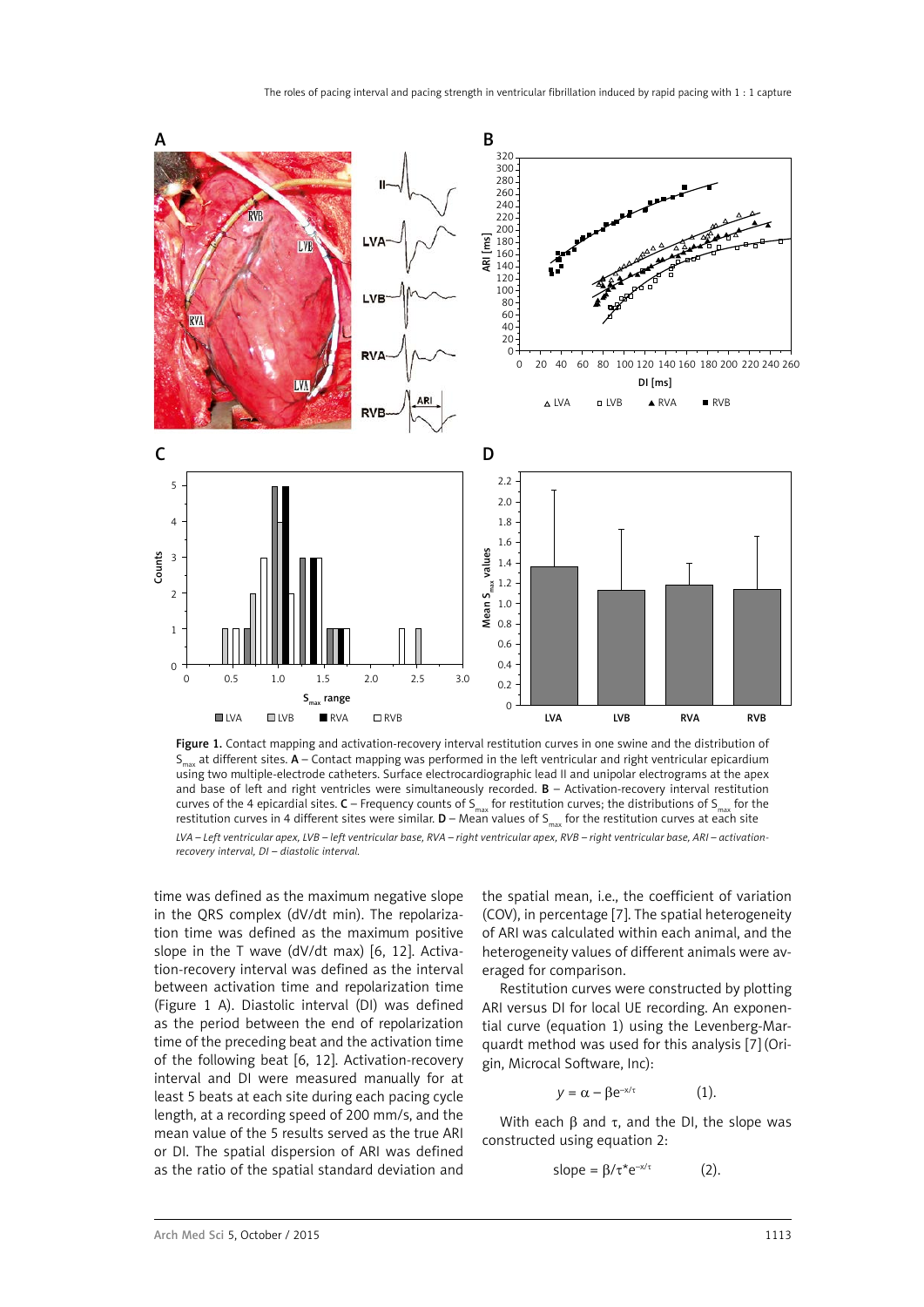**Figure 1.** Contact mapping and activation-recovery interval restitution curves in one swine and the distribution of $S_{max}$ at different sites. **A** – Contact mapping was performed in the left ventricular and right ventricular epicardium using two multiple-electrode catheters. Surface electrocardiographic lead II and unipolar electrograms at the apex and base of left and right ventricles were simultaneously recorded. **B** – Activation-recovery interval restitution curves of the 4 epicardial sites. **C** – Frequency counts of $S_{max}$ for restitution curves; the distributions of $S_{max}$ for the restitution curves in 4 different sites were similar. **D** – Mean values of $S_{max}$ for the restitution curves at each site

*LVA – Left ventricular apex, LVB – left ventricular base, RVA – right ventricular apex, RVB – right ventricular base, ARI – activation-recovery interval, DI – diastolic interval.*

time was defined as the maximum negative slope in the QRS complex (dV/dt min). The repolarization time was defined as the maximum positive slope in the T wave (dV/dt max) [6, 12]. Activation-recovery interval was defined as the interval between activation time and repolarization time (Figure 1 A). Diastolic interval (DI) was defined as the period between the end of repolarization time of the preceding beat and the activation time of the following beat [6, 12]. Activation-recovery interval and DI were measured manually for at least 5 beats at each site during each pacing cycle length, at a recording speed of 200 mm/s, and the mean value of the 5 results served as the true ARI or DI. The spatial dispersion of ARI was defined as the ratio of the spatial standard deviation and the spatial mean, i.e., the coefficient of variation (COV), in percentage [7]. The spatial heterogeneity of ARI was calculated within each animal, and the heterogeneity values of different animals were averaged for comparison.

Restitution curves were constructed by plotting ARI versus DI for local UE recording. An exponential curve (equation 1) using the Levenberg-Marquardt method was used for this analysis [7] (Origin, Microcal Software, Inc):

$$y = \alpha - \beta e^{-x/\tau} \qquad (1).$$

With each β and τ, and the DI, the slope was constructed using equation 2:

$$\text{slope} = \beta/\tau * e^{-x/\tau} \qquad (2).$$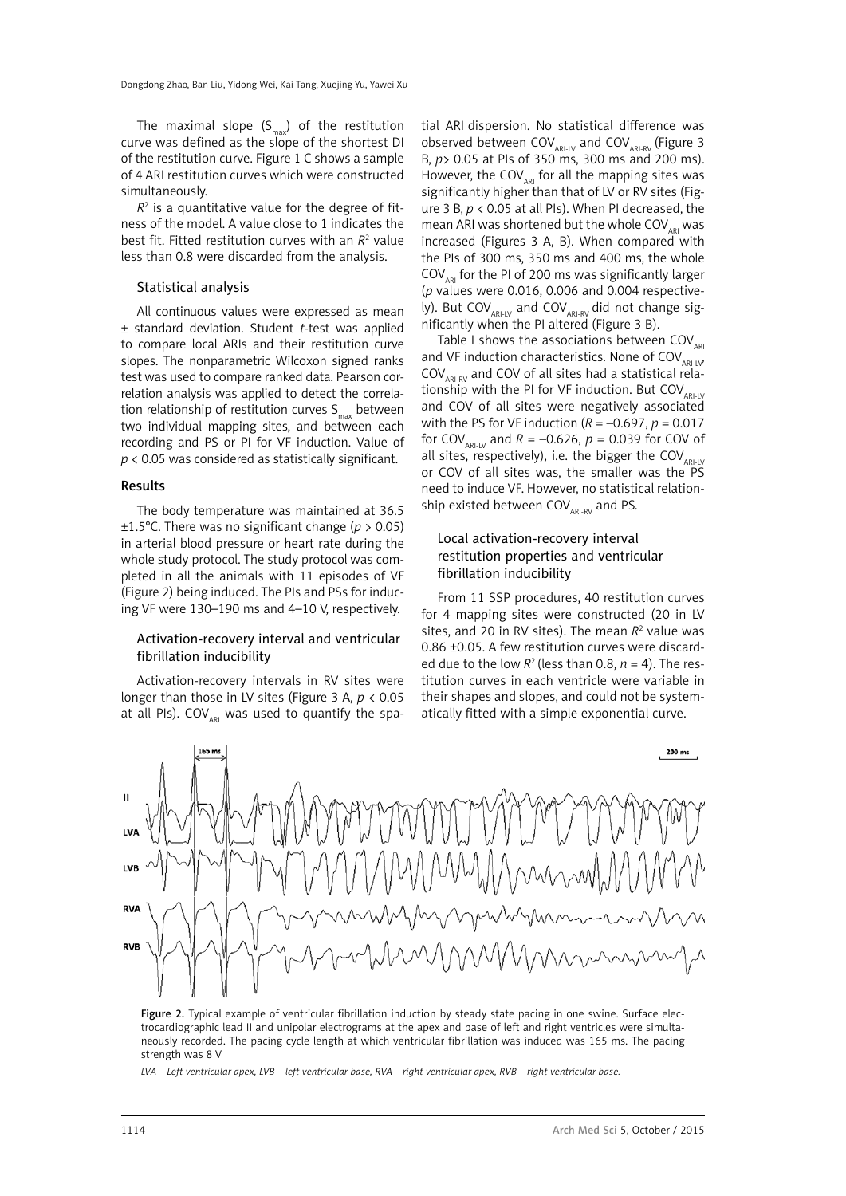The maximal slope ($S_{max}$) of the restitution curve was defined as the slope of the shortest DI of the restitution curve. Figure 1 C shows a sample of 4 ARI restitution curves which were constructed simultaneously.

$R^2$ is a quantitative value for the degree of fitness of the model. A value close to 1 indicates the best fit. Fitted restitution curves with an $R^2$ value less than 0.8 were discarded from the analysis.

### Statistical analysis

All continuous values were expressed as mean ± standard deviation. Student *t*-test was applied to compare local ARIs and their restitution curve slopes. The nonparametric Wilcoxon signed ranks test was used to compare ranked data. Pearson correlation analysis was applied to detect the correlation relationship of restitution curves $S_{max}$ between two individual mapping sites, and between each recording and PS or PI for VF induction. Value of $p < 0.05$ was considered as statistically significant.

## Results

The body temperature was maintained at 36.5 ±1.5°C. There was no significant change ($p > 0.05$) in arterial blood pressure or heart rate during the whole study protocol. The study protocol was completed in all the animals with 11 episodes of VF (Figure 2) being induced. The PIs and PSs for inducing VF were 130–190 ms and 4–10 V, respectively.

### Activation-recovery interval and ventricular fibrillation inducibility

Activation-recovery intervals in RV sites were longer than those in LV sites (Figure 3 A, $p < 0.05$ at all PIs). $COV_{ARI}$ was used to quantify the spatial ARI dispersion. No statistical difference was observed between $COV_{ARI-LV}$ and $COV_{ARI-RV}$ (Figure 3 B, $p > 0.05$ at PIs of 350 ms, 300 ms and 200 ms). However, the $COV_{ARI}$ for all the mapping sites was significantly higher than that of LV or RV sites (Figure 3 B, $p < 0.05$ at all PIs). When PI decreased, the mean ARI was shortened but the whole $COV_{ARI}$ was increased (Figures 3 A, B). When compared with the PIs of 300 ms, 350 ms and 400 ms, the whole $COV_{ARI}$ for the PI of 200 ms was significantly larger (*p* values were 0.016, 0.006 and 0.004 respectively). But $COV_{ARI-LV}$ and $COV_{ARI-RV}$ did not change significantly when the PI altered (Figure 3 B).

Table I shows the associations between $COV_{ARI}$ and VF induction characteristics. None of $COV_{ARI-LV}$, $COV_{ARI-RV}$ and COV of all sites had a statistical relationship with the PI for VF induction. But $COV_{ARI-LV}$ and COV of all sites were negatively associated with the PS for VF induction ($R = -0.697$, $p = 0.017$ for $COV_{ARI-LV}$ and $R = -0.626$, $p = 0.039$ for COV of all sites, respectively), i.e. the bigger the $COV_{ARI-LV}$ or COV of all sites was, the smaller was the PS need to induce VF. However, no statistical relationship existed between $COV_{ARI-RV}$ and PS.

### Local activation-recovery interval restitution properties and ventricular fibrillation inducibility

From 11 SSP procedures, 40 restitution curves for 4 mapping sites were constructed (20 in LV sites, and 20 in RV sites). The mean $R^2$ value was 0.86 ±0.05. A few restitution curves were discarded due to the low $R^2$ (less than 0.8, $n = 4$). The restitution curves in each ventricle were variable in their shapes and slopes, and could not be systematically fitted with a simple exponential curve.

**Figure 2.** Typical example of ventricular fibrillation induction by steady state pacing in one swine. Surface electrocardiographic lead II and unipolar electrograms at the apex and base of left and right ventricles were simultaneously recorded. The pacing cycle length at which ventricular fibrillation was induced was 165 ms. The pacing strength was 8 V

*LVA – Left ventricular apex, LVB – left ventricular base, RVA – right ventricular apex, RVB – right ventricular base.*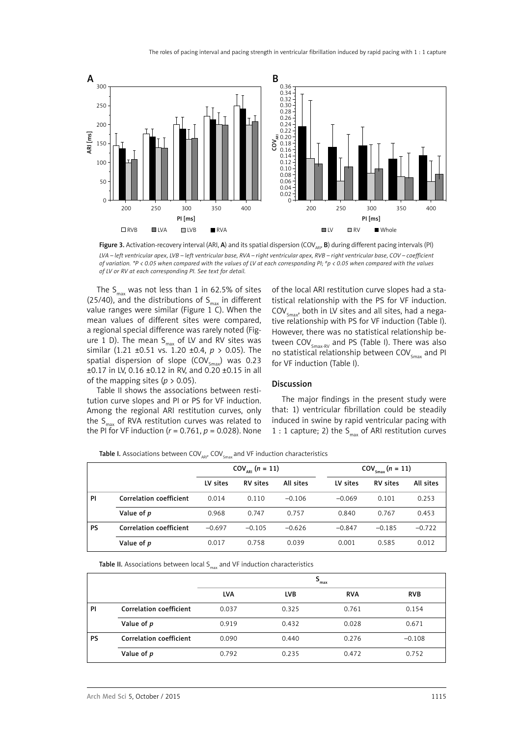**Figure 3.** Activation-recovery interval (ARI, **A**) and its spatial dispersion ($COV_{ARI}$, **B**) during different pacing intervals (PI)

*LVA – left ventricular apex, LVB – left ventricular base, RVA – right ventricular apex, RVB – right ventricular base, COV – coefficient of variation. *P < 0.05 when compared with the values of LV at each corresponding PI; #p < 0.05 when compared with the values of LV or RV at each corresponding PI. See text for detail.*

The $S_{max}$ was not less than 1 in 62.5% of sites (25/40), and the distributions of $S_{max}$ in different value ranges were similar (Figure 1 C). When the mean values of different sites were compared, a regional special difference was rarely noted (Figure 1 D). The mean $S_{max}$ of LV and RV sites was similar (1.21 ±0.51 vs. 1.20 ±0.4, $p > 0.05$). The spatial dispersion of slope ($COV_{Smax}$) was 0.23 ±0.17 in LV, 0.16 ±0.12 in RV, and 0.20 ±0.15 in all of the mapping sites ($p > 0.05$).

Table II shows the associations between restitution curve slopes and PI or PS for VF induction. Among the regional ARI restitution curves, only the $S_{max}$ of RVA restitution curves was related to the PI for VF induction ($r = 0.761$, $p = 0.028$). None of the local ARI restitution curve slopes had a statistical relationship with the PS for VF induction. $COV_{Smax}$, both in LV sites and all sites, had a negative relationship with PS for VF induction (Table I). However, there was no statistical relationship between $COV_{Smax\text{-}RV}$ and PS (Table I). There was also no statistical relationship between $COV_{Smax}$ and PI for VF induction (Table I).

## Discussion

The major findings in the present study were that: 1) ventricular fibrillation could be steadily induced in swine by rapid ventricular pacing with 1 : 1 capture; 2) the $S_{max}$ of ARI restitution curves

**Table I.** Associations between $COV_{ARI}$, $COV_{Smax}$ and VF induction characteristics

| | | $COV_{ARI}$ ($n = 11$) | | | $COV_{Smax}$ ($n = 11$) | | |
|---|---|---|---|---|---|---|---|
| | | LV sites | RV sites | All sites | LV sites | RV sites | All sites |
| PI | Correlation coefficient | 0.014 | 0.110 | –0.106 | –0.069 | 0.101 | 0.253 |
| | Value of *p* | 0.968 | 0.747 | 0.757 | 0.840 | 0.767 | 0.453 |
| PS | Correlation coefficient | –0.697 | –0.105 | –0.626 | –0.847 | –0.185 | –0.722 |
| | Value of *p* | 0.017 | 0.758 | 0.039 | 0.001 | 0.585 | 0.012 |

**Table II.** Associations between local $S_{max}$ and VF induction characteristics

| | | $S_{max}$ | | | |
|---|---|---|---|---|---|
| | | LVA | LVB | RVA | RVB |
| PI | Correlation coefficient | 0.037 | 0.325 | 0.761 | 0.154 |
| | Value of *p* | 0.919 | 0.432 | 0.028 | 0.671 |
| PS | Correlation coefficient | 0.090 | 0.440 | 0.276 | –0.108 |
| | Value of *p* | 0.792 | 0.235 | 0.472 | 0.752 |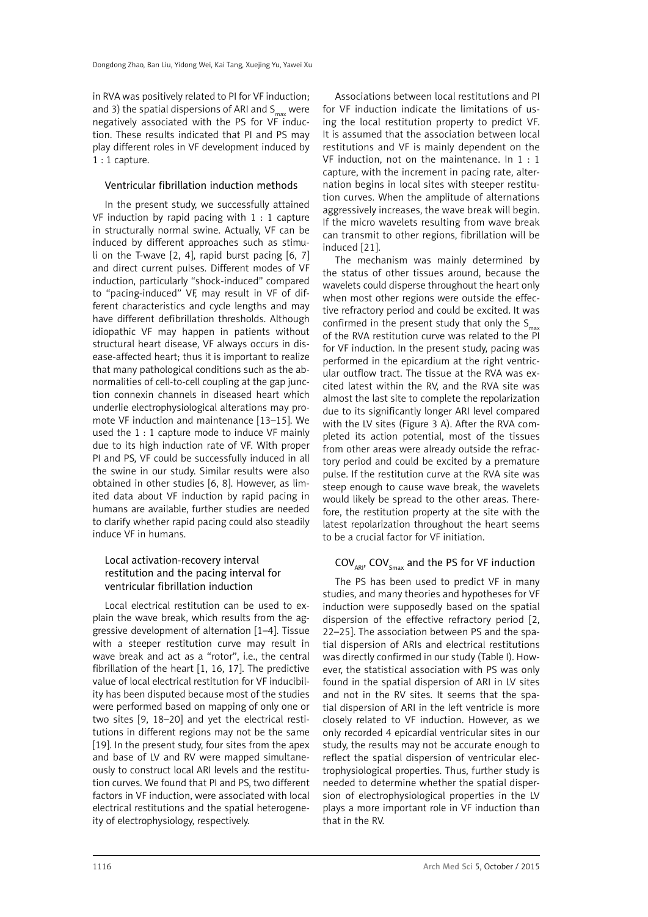in RVA was positively related to PI for VF induction; and 3) the spatial dispersions of ARI and $S_{max}$ were negatively associated with the PS for VF induction. These results indicated that PI and PS may play different roles in VF development induced by 1 : 1 capture.

### Ventricular fibrillation induction methods

In the present study, we successfully attained VF induction by rapid pacing with 1 : 1 capture in structurally normal swine. Actually, VF can be induced by different approaches such as stimuli on the T-wave [2, 4], rapid burst pacing [6, 7] and direct current pulses. Different modes of VF induction, particularly "shock-induced" compared to "pacing-induced" VF, may result in VF of different characteristics and cycle lengths and may have different defibrillation thresholds. Although idiopathic VF may happen in patients without structural heart disease, VF always occurs in disease-affected heart; thus it is important to realize that many pathological conditions such as the abnormalities of cell-to-cell coupling at the gap junction connexin channels in diseased heart which underlie electrophysiological alterations may promote VF induction and maintenance [13–15]. We used the 1 : 1 capture mode to induce VF mainly due to its high induction rate of VF. With proper PI and PS, VF could be successfully induced in all the swine in our study. Similar results were also obtained in other studies [6, 8]. However, as limited data about VF induction by rapid pacing in humans are available, further studies are needed to clarify whether rapid pacing could also steadily induce VF in humans.

### Local activation-recovery interval restitution and the pacing interval for ventricular fibrillation induction

Local electrical restitution can be used to explain the wave break, which results from the aggressive development of alternation [1–4]. Tissue with a steeper restitution curve may result in wave break and act as a "rotor", i.e., the central fibrillation of the heart [1, 16, 17]. The predictive value of local electrical restitution for VF inducibility has been disputed because most of the studies were performed based on mapping of only one or two sites [9, 18–20] and yet the electrical restitutions in different regions may not be the same [19]. In the present study, four sites from the apex and base of LV and RV were mapped simultaneously to construct local ARI levels and the restitution curves. We found that PI and PS, two different factors in VF induction, were associated with local electrical restitutions and the spatial heterogeneity of electrophysiology, respectively.

Associations between local restitutions and PI for VF induction indicate the limitations of using the local restitution property to predict VF. It is assumed that the association between local restitutions and VF is mainly dependent on the VF induction, not on the maintenance. In 1 : 1 capture, with the increment in pacing rate, alternation begins in local sites with steeper restitution curves. When the amplitude of alternations aggressively increases, the wave break will begin. If the micro wavelets resulting from wave break can transmit to other regions, fibrillation will be induced [21].

The mechanism was mainly determined by the status of other tissues around, because the wavelets could disperse throughout the heart only when most other regions were outside the effective refractory period and could be excited. It was confirmed in the present study that only the $S_{max}$ of the RVA restitution curve was related to the PI for VF induction. In the present study, pacing was performed in the epicardium at the right ventricular outflow tract. The tissue at the RVA was excited latest within the RV, and the RVA site was almost the last site to complete the repolarization due to its significantly longer ARI level compared with the LV sites (Figure 3 A). After the RVA completed its action potential, most of the tissues from other areas were already outside the refractory period and could be excited by a premature pulse. If the restitution curve at the RVA site was steep enough to cause wave break, the wavelets would likely be spread to the other areas. Therefore, the restitution property at the site with the latest repolarization throughout the heart seems to be a crucial factor for VF initiation.

### $COV_{ARI}$, $COV_{Smax}$ and the PS for VF induction

The PS has been used to predict VF in many studies, and many theories and hypotheses for VF induction were supposedly based on the spatial dispersion of the effective refractory period [2, 22–25]. The association between PS and the spatial dispersion of ARIs and electrical restitutions was directly confirmed in our study (Table I). However, the statistical association with PS was only found in the spatial dispersion of ARI in LV sites and not in the RV sites. It seems that the spatial dispersion of ARI in the left ventricle is more closely related to VF induction. However, as we only recorded 4 epicardial ventricular sites in our study, the results may not be accurate enough to reflect the spatial dispersion of ventricular electrophysiological properties. Thus, further study is needed to determine whether the spatial dispersion of electrophysiological properties in the LV plays a more important role in VF induction than that in the RV.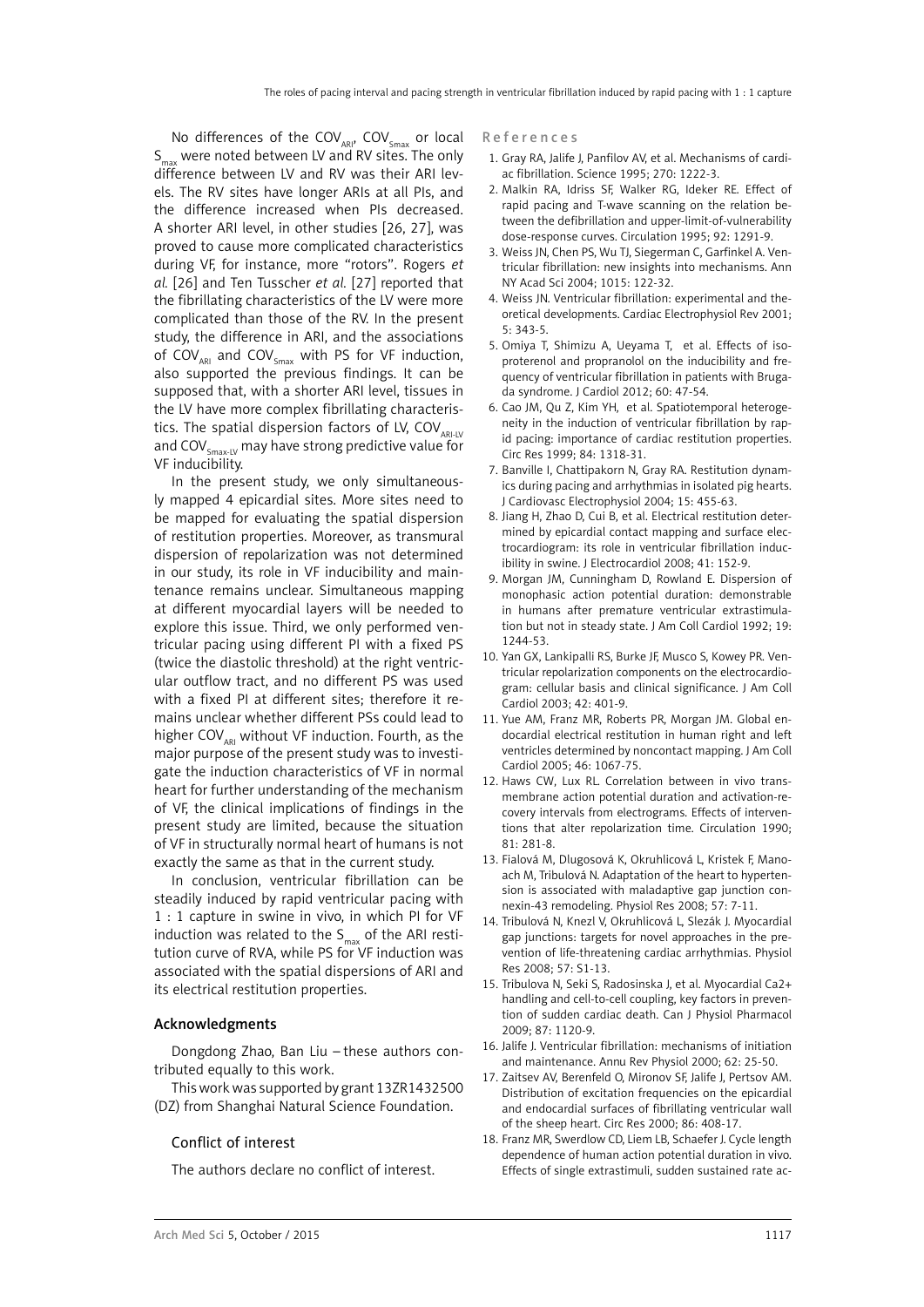No differences of the $COV_{ARI}$, $COV_{Smax}$ or local $S_{max}$ were noted between LV and RV sites. The only difference between LV and RV was their ARI levels. The RV sites have longer ARIs at all PIs, and the difference increased when PIs decreased. A shorter ARI level, in other studies [26, 27], was proved to cause more complicated characteristics during VF, for instance, more "rotors". Rogers *et al.* [26] and Ten Tusscher *et al.* [27] reported that the fibrillating characteristics of the LV were more complicated than those of the RV. In the present study, the difference in ARI, and the associations of $COV_{ARI}$ and $COV_{Smax}$ with PS for VF induction, also supported the previous findings. It can be supposed that, with a shorter ARI level, tissues in the LV have more complex fibrillating characteristics. The spatial dispersion factors of LV, $COV_{ARI\text{-}LV}$ and $COV_{Smax\text{-}LV}$ may have strong predictive value for VF inducibility.

In the present study, we only simultaneously mapped 4 epicardial sites. More sites need to be mapped for evaluating the spatial dispersion of restitution properties. Moreover, as transmural dispersion of repolarization was not determined in our study, its role in VF inducibility and maintenance remains unclear. Simultaneous mapping at different myocardial layers will be needed to explore this issue. Third, we only performed ventricular pacing using different PI with a fixed PS (twice the diastolic threshold) at the right ventricular outflow tract, and no different PS was used with a fixed PI at different sites; therefore it remains unclear whether different PSs could lead to higher $COV_{ARI}$ without VF induction. Fourth, as the major purpose of the present study was to investigate the induction characteristics of VF in normal heart for further understanding of the mechanism of VF, the clinical implications of findings in the present study are limited, because the situation of VF in structurally normal heart of humans is not exactly the same as that in the current study.

In conclusion, ventricular fibrillation can be steadily induced by rapid ventricular pacing with 1 : 1 capture in swine in vivo, in which PI for VF induction was related to the $S_{max}$ of the ARI restitution curve of RVA, while PS for VF induction was associated with the spatial dispersions of ARI and its electrical restitution properties.

## Acknowledgments

Dongdong Zhao, Ban Liu – these authors contributed equally to this work.

This work was supported by grant 13ZR1432500 (DZ) from Shanghai Natural Science Foundation.

## Conflict of interest

The authors declare no conflict of interest.

## References

1. Gray RA, Jalife J, Panfilov AV, et al. Mechanisms of cardiac fibrillation. Science 1995; 270: 1222-3.
2. Malkin RA, Idriss SF, Walker RG, Ideker RE. Effect of rapid pacing and T-wave scanning on the relation between the defibrillation and upper-limit-of-vulnerability dose-response curves. Circulation 1995; 92: 1291-9.
3. Weiss JN, Chen PS, Wu TJ, Siegerman C, Garfinkel A. Ventricular fibrillation: new insights into mechanisms. Ann NY Acad Sci 2004; 1015: 122-32.
4. Weiss JN. Ventricular fibrillation: experimental and theoretical developments. Cardiac Electrophysiol Rev 2001; 5: 343-5.
5. Omiya T, Shimizu A, Ueyama T, et al. Effects of isoproterenol and propranolol on the inducibility and frequency of ventricular fibrillation in patients with Brugada syndrome. J Cardiol 2012; 60: 47-54.
6. Cao JM, Qu Z, Kim YH, et al. Spatiotemporal heterogeneity in the induction of ventricular fibrillation by rapid pacing: importance of cardiac restitution properties. Circ Res 1999; 84: 1318-31.
7. Banville I, Chattipakorn N, Gray RA. Restitution dynamics during pacing and arrhythmias in isolated pig hearts. J Cardiovasc Electrophysiol 2004; 15: 455-63.
8. Jiang H, Zhao D, Cui B, et al. Electrical restitution determined by epicardial contact mapping and surface electrocardiogram: its role in ventricular fibrillation inducibility in swine. J Electrocardiol 2008; 41: 152-9.
9. Morgan JM, Cunningham D, Rowland E. Dispersion of monophasic action potential duration: demonstrable in humans after premature ventricular extrastimulation but not in steady state. J Am Coll Cardiol 1992; 19: 1244-53.
10. Yan GX, Lankipalli RS, Burke JF, Musco S, Kowey PR. Ventricular repolarization components on the electrocardiogram: cellular basis and clinical significance. J Am Coll Cardiol 2003; 42: 401-9.
11. Yue AM, Franz MR, Roberts PR, Morgan JM. Global endocardial electrical restitution in human right and left ventricles determined by noncontact mapping. J Am Coll Cardiol 2005; 46: 1067-75.
12. Haws CW, Lux RL. Correlation between in vivo transmembrane action potential duration and activation-recovery intervals from electrograms. Effects of interventions that alter repolarization time. Circulation 1990; 81: 281-8.
13. Fialová M, Dlugosová K, Okruhlicová L, Kristek F, Manoach M, Tribulová N. Adaptation of the heart to hypertension is associated with maladaptive gap junction connexin-43 remodeling. Physiol Res 2008; 57: 7-11.
14. Tribulová N, Knezl V, Okruhlicová L, Slezák J. Myocardial gap junctions: targets for novel approaches in the prevention of life-threatening cardiac arrhythmias. Physiol Res 2008; 57: S1-13.
15. Tribulova N, Seki S, Radosinska J, et al. Myocardial Ca2+ handling and cell-to-cell coupling, key factors in prevention of sudden cardiac death. Can J Physiol Pharmacol 2009; 87: 1120-9.
16. Jalife J. Ventricular fibrillation: mechanisms of initiation and maintenance. Annu Rev Physiol 2000; 62: 25-50.
17. Zaitsev AV, Berenfeld O, Mironov SF, Jalife J, Pertsov AM. Distribution of excitation frequencies on the epicardial and endocardial surfaces of fibrillating ventricular wall of the sheep heart. Circ Res 2000; 86: 408-17.
18. Franz MR, Swerdlow CD, Liem LB, Schaefer J. Cycle length dependence of human action potential duration in vivo. Effects of single extrastimuli, sudden sustained rate ac-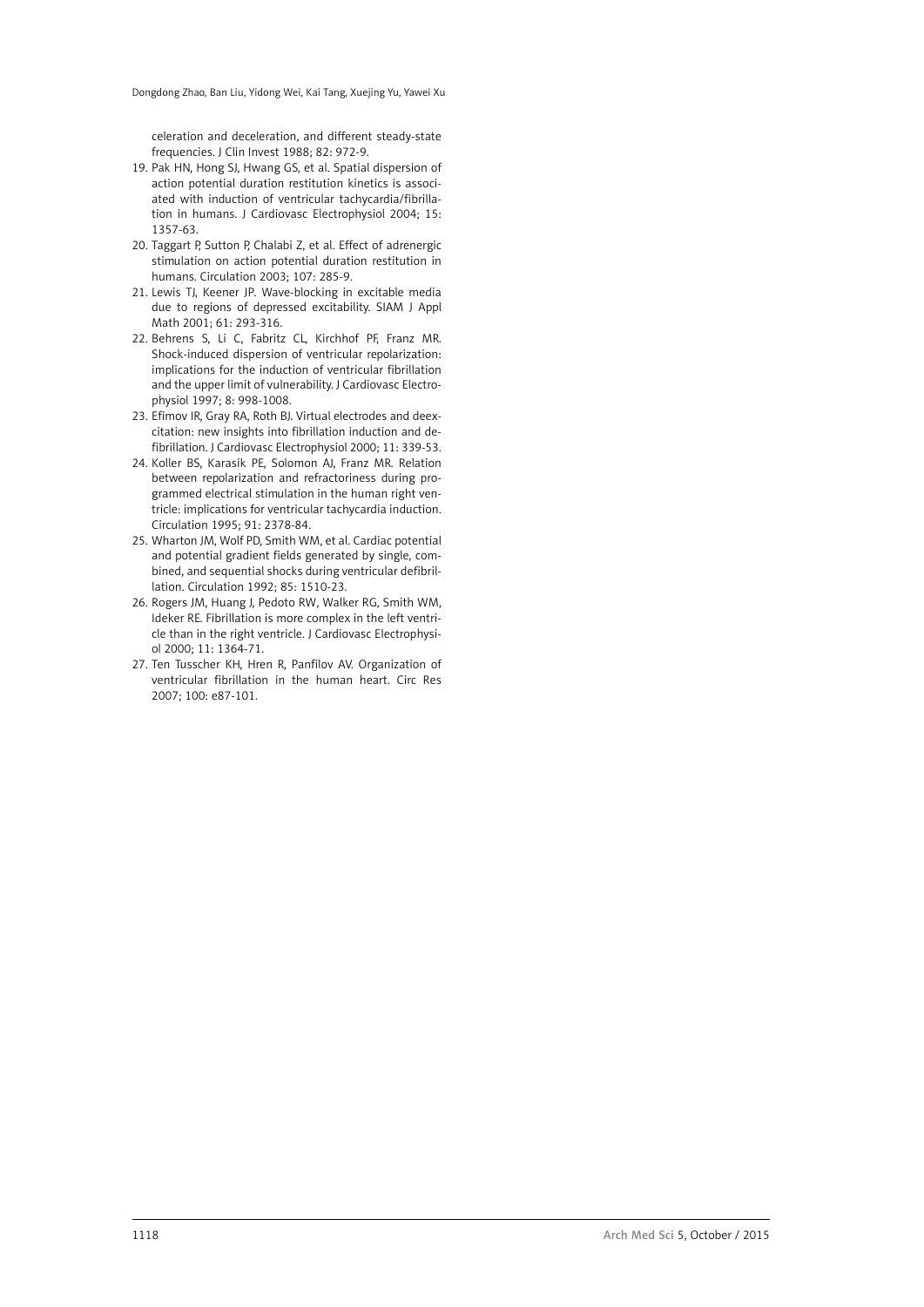celeration and deceleration, and different steady-state frequencies. J Clin Invest 1988; 82: 972-9.

19. Pak HN, Hong SJ, Hwang GS, et al. Spatial dispersion of action potential duration restitution kinetics is associated with induction of ventricular tachycardia/fibrillation in humans. J Cardiovasc Electrophysiol 2004; 15: 1357-63.
20. Taggart P, Sutton P, Chalabi Z, et al. Effect of adrenergic stimulation on action potential duration restitution in humans. Circulation 2003; 107: 285-9.
21. Lewis TJ, Keener JP. Wave-blocking in excitable media due to regions of depressed excitability. SIAM J Appl Math 2001; 61: 293-316.
22. Behrens S, Li C, Fabritz CL, Kirchhof PF, Franz MR. Shock-induced dispersion of ventricular repolarization: implications for the induction of ventricular fibrillation and the upper limit of vulnerability. J Cardiovasc Electrophysiol 1997; 8: 998-1008.
23. Efimov IR, Gray RA, Roth BJ. Virtual electrodes and deexcitation: new insights into fibrillation induction and defibrillation. J Cardiovasc Electrophysiol 2000; 11: 339-53.
24. Koller BS, Karasik PE, Solomon AJ, Franz MR. Relation between repolarization and refractoriness during programmed electrical stimulation in the human right ventricle: implications for ventricular tachycardia induction. Circulation 1995; 91: 2378-84.
25. Wharton JM, Wolf PD, Smith WM, et al. Cardiac potential and potential gradient fields generated by single, combined, and sequential shocks during ventricular defibrillation. Circulation 1992; 85: 1510-23.
26. Rogers JM, Huang J, Pedoto RW, Walker RG, Smith WM, Ideker RE. Fibrillation is more complex in the left ventricle than in the right ventricle. J Cardiovasc Electrophysiol 2000; 11: 1364-71.
27. Ten Tusscher KH, Hren R, Panfilov AV. Organization of ventricular fibrillation in the human heart. Circ Res 2007; 100: e87-101.